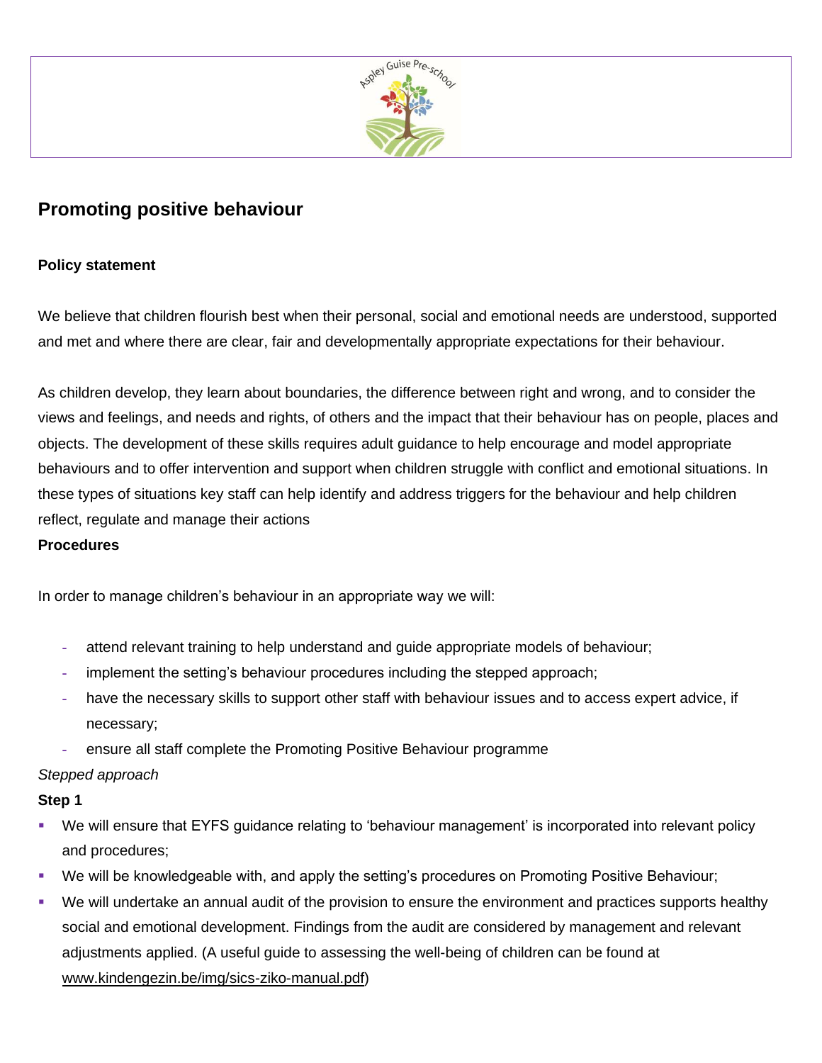## Promoting positive behaviour

**Policy statement**

We believe that children flourish best when their personal, social and emotional needs are understood, supported and met and where there are clear, fair and developmentally appropriate expectations for their behaviour.

As children develop, they learn about boundaries, the difference between right and wrong, and to consider the views and feelings, and needs and rights, of others and the impact that their behaviour has on people, places and objects. The development of these skills requires adult guidance to help encourage and model appropriate behaviours and to offer intervention and support when children struggle with conflict and emotional situations. In these types of situations key staff can help identify and address triggers for the behaviour and help children reflect, regulate and manage their actions

**Procedures**

In order to manage children's behaviour in an appropriate way we will:

- attend relevant training to help understand and guide appropriate models of behaviour;
- implement the setting's behaviour procedures including the stepped approach;
- have the necessary skills to support other staff with behaviour issues and to access expert advice, if necessary;
- ensure all staff complete the Promoting Positive Behaviour programme

*Stepped approach*

**Step 1**

- We will ensure that EYFS guidance relating to 'behaviour management' is incorporated into relevant policy and procedures;
- We will be knowledgeable with, and apply the setting's procedures on Promoting Positive Behaviour;
- We will undertake an annual audit of the provision to ensure the environment and practices supports healthy social and emotional development. Findings from the audit are considered by management and relevant adjustments applied. (A useful guide to assessing the well-being of children can be found at www.kindengezin.be/img/sics-ziko-manual.pdf)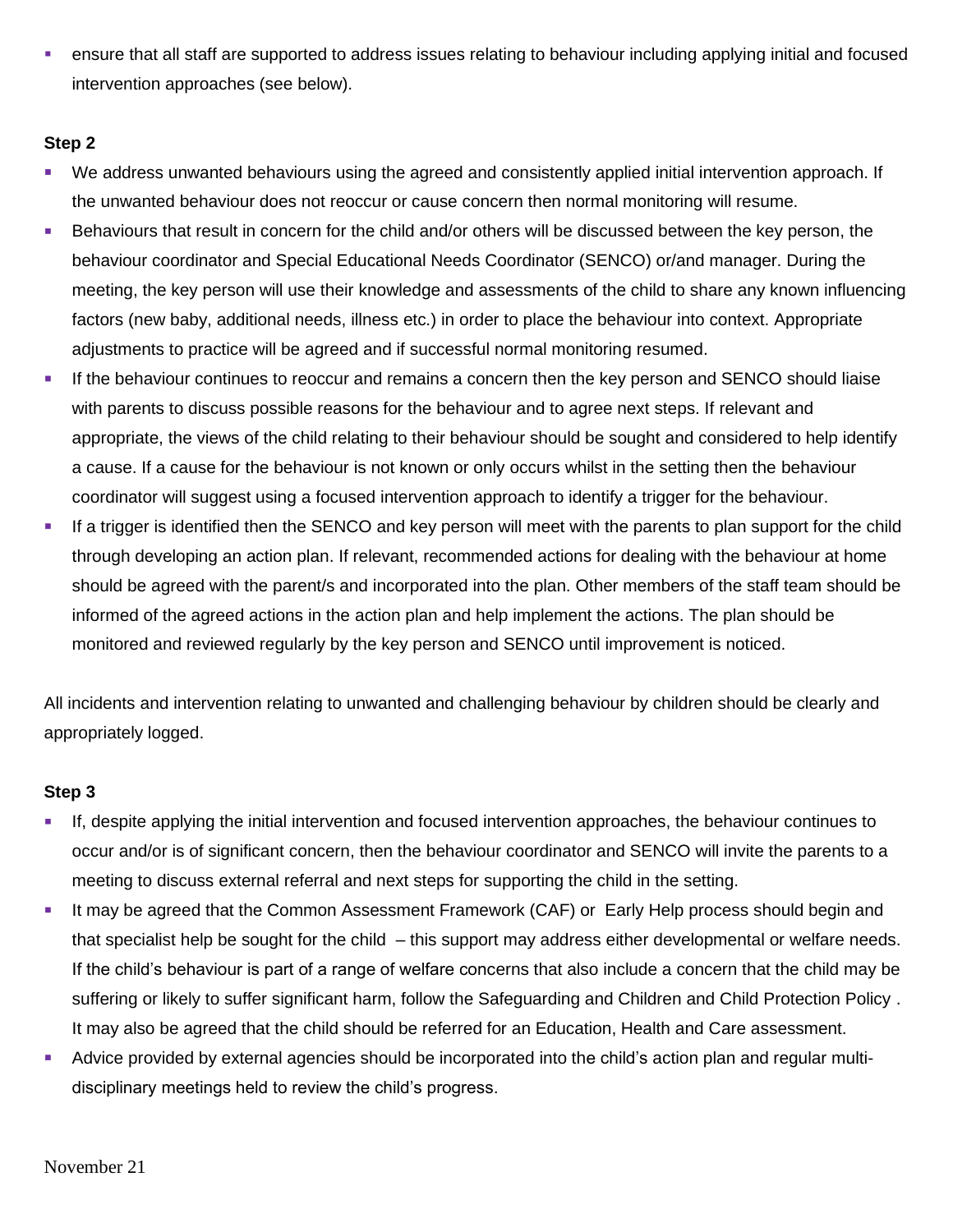- ensure that all staff are supported to address issues relating to behaviour including applying initial and focused intervention approaches (see below).

**Step 2**

- We address unwanted behaviours using the agreed and consistently applied initial intervention approach. If the unwanted behaviour does not reoccur or cause concern then normal monitoring will resume.
- Behaviours that result in concern for the child and/or others will be discussed between the key person, the behaviour coordinator and Special Educational Needs Coordinator (SENCO) or/and manager. During the meeting, the key person will use their knowledge and assessments of the child to share any known influencing factors (new baby, additional needs, illness etc.) in order to place the behaviour into context. Appropriate adjustments to practice will be agreed and if successful normal monitoring resumed.
- If the behaviour continues to reoccur and remains a concern then the key person and SENCO should liaise with parents to discuss possible reasons for the behaviour and to agree next steps. If relevant and appropriate, the views of the child relating to their behaviour should be sought and considered to help identify a cause. If a cause for the behaviour is not known or only occurs whilst in the setting then the behaviour coordinator will suggest using a focused intervention approach to identify a trigger for the behaviour.
- If a trigger is identified then the SENCO and key person will meet with the parents to plan support for the child through developing an action plan. If relevant, recommended actions for dealing with the behaviour at home should be agreed with the parent/s and incorporated into the plan. Other members of the staff team should be informed of the agreed actions in the action plan and help implement the actions. The plan should be monitored and reviewed regularly by the key person and SENCO until improvement is noticed.

All incidents and intervention relating to unwanted and challenging behaviour by children should be clearly and appropriately logged.

**Step 3**

- If, despite applying the initial intervention and focused intervention approaches, the behaviour continues to occur and/or is of significant concern, then the behaviour coordinator and SENCO will invite the parents to a meeting to discuss external referral and next steps for supporting the child in the setting.
- It may be agreed that the Common Assessment Framework (CAF) or Early Help process should begin and that specialist help be sought for the child – this support may address either developmental or welfare needs. If the child's behaviour is part of a range of welfare concerns that also include a concern that the child may be suffering or likely to suffer significant harm, follow the Safeguarding and Children and Child Protection Policy . It may also be agreed that the child should be referred for an Education, Health and Care assessment.
- Advice provided by external agencies should be incorporated into the child's action plan and regular multi-disciplinary meetings held to review the child's progress.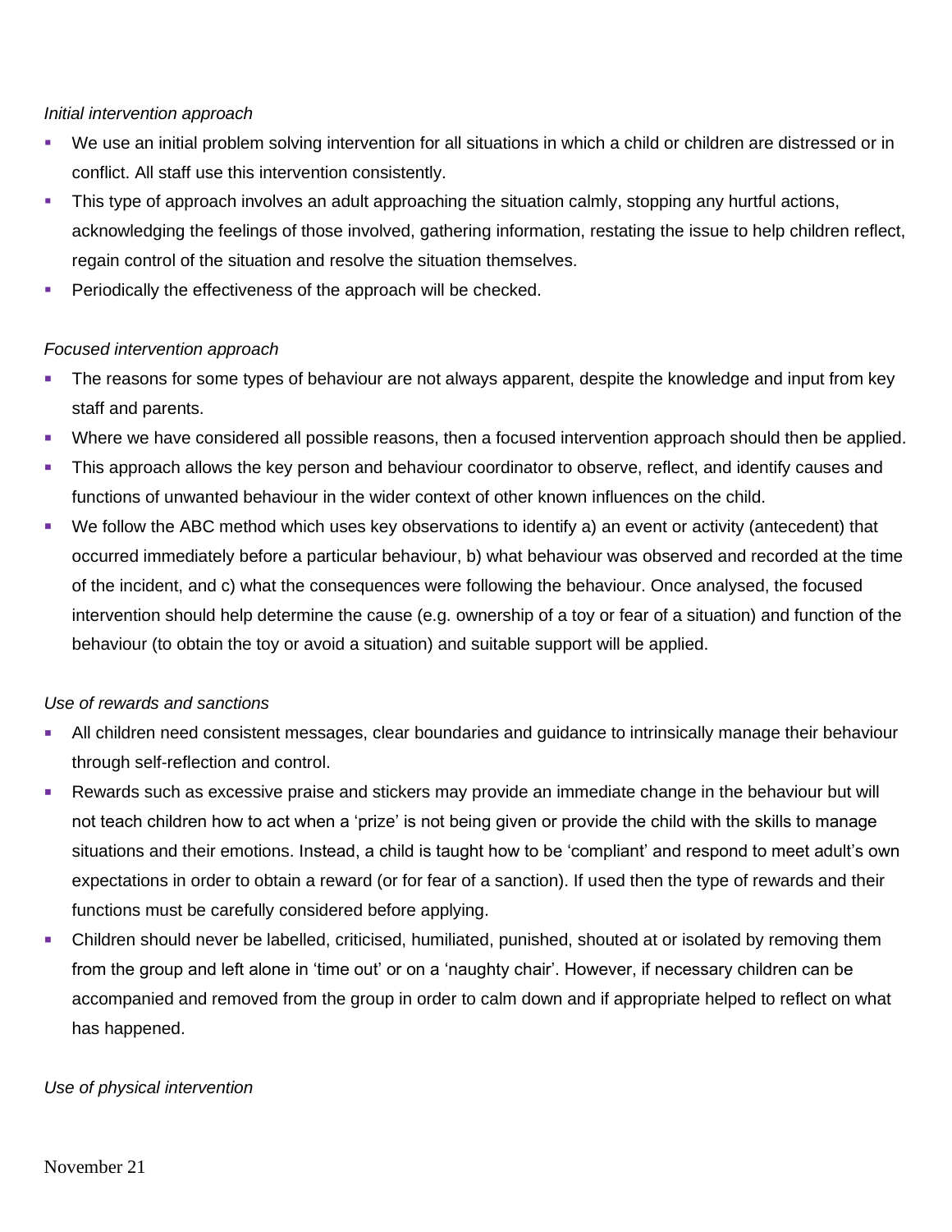*Initial intervention approach*

- We use an initial problem solving intervention for all situations in which a child or children are distressed or in conflict. All staff use this intervention consistently.
- This type of approach involves an adult approaching the situation calmly, stopping any hurtful actions, acknowledging the feelings of those involved, gathering information, restating the issue to help children reflect, regain control of the situation and resolve the situation themselves.
- Periodically the effectiveness of the approach will be checked.

*Focused intervention approach*

- The reasons for some types of behaviour are not always apparent, despite the knowledge and input from key staff and parents.
- Where we have considered all possible reasons, then a focused intervention approach should then be applied.
- This approach allows the key person and behaviour coordinator to observe, reflect, and identify causes and functions of unwanted behaviour in the wider context of other known influences on the child.
- We follow the ABC method which uses key observations to identify a) an event or activity (antecedent) that occurred immediately before a particular behaviour, b) what behaviour was observed and recorded at the time of the incident, and c) what the consequences were following the behaviour. Once analysed, the focused intervention should help determine the cause (e.g. ownership of a toy or fear of a situation) and function of the behaviour (to obtain the toy or avoid a situation) and suitable support will be applied.

*Use of rewards and sanctions*

- All children need consistent messages, clear boundaries and guidance to intrinsically manage their behaviour through self-reflection and control.
- Rewards such as excessive praise and stickers may provide an immediate change in the behaviour but will not teach children how to act when a 'prize' is not being given or provide the child with the skills to manage situations and their emotions. Instead, a child is taught how to be 'compliant' and respond to meet adult's own expectations in order to obtain a reward (or for fear of a sanction). If used then the type of rewards and their functions must be carefully considered before applying.
- Children should never be labelled, criticised, humiliated, punished, shouted at or isolated by removing them from the group and left alone in 'time out' or on a 'naughty chair'. However, if necessary children can be accompanied and removed from the group in order to calm down and if appropriate helped to reflect on what has happened.

*Use of physical intervention*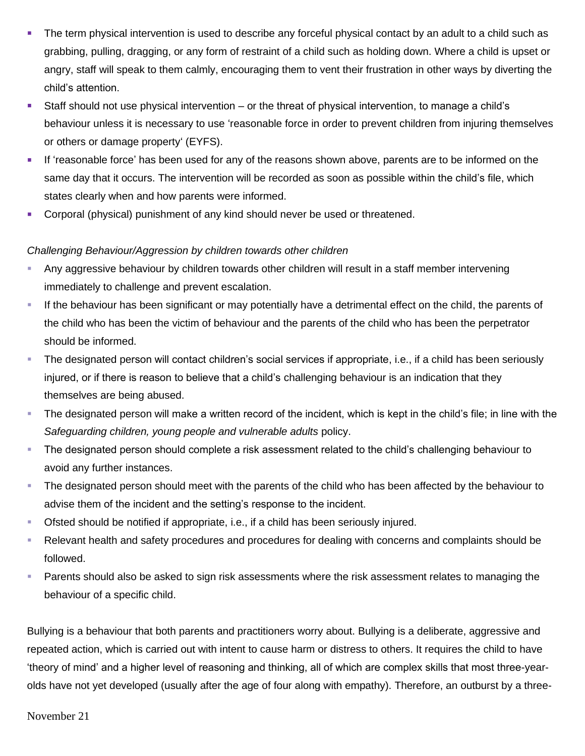- The term physical intervention is used to describe any forceful physical contact by an adult to a child such as grabbing, pulling, dragging, or any form of restraint of a child such as holding down. Where a child is upset or angry, staff will speak to them calmly, encouraging them to vent their frustration in other ways by diverting the child's attention.
- Staff should not use physical intervention – or the threat of physical intervention, to manage a child's behaviour unless it is necessary to use 'reasonable force in order to prevent children from injuring themselves or others or damage property' (EYFS).
- If 'reasonable force' has been used for any of the reasons shown above, parents are to be informed on the same day that it occurs. The intervention will be recorded as soon as possible within the child's file, which states clearly when and how parents were informed.
- Corporal (physical) punishment of any kind should never be used or threatened.

*Challenging Behaviour/Aggression by children towards other children*

- Any aggressive behaviour by children towards other children will result in a staff member intervening immediately to challenge and prevent escalation.
- If the behaviour has been significant or may potentially have a detrimental effect on the child, the parents of the child who has been the victim of behaviour and the parents of the child who has been the perpetrator should be informed.
- The designated person will contact children's social services if appropriate, i.e., if a child has been seriously injured, or if there is reason to believe that a child's challenging behaviour is an indication that they themselves are being abused.
- The designated person will make a written record of the incident, which is kept in the child's file; in line with the *Safeguarding children, young people and vulnerable adults* policy.
- The designated person should complete a risk assessment related to the child's challenging behaviour to avoid any further instances.
- The designated person should meet with the parents of the child who has been affected by the behaviour to advise them of the incident and the setting's response to the incident.
- Ofsted should be notified if appropriate, i.e., if a child has been seriously injured.
- Relevant health and safety procedures and procedures for dealing with concerns and complaints should be followed.
- Parents should also be asked to sign risk assessments where the risk assessment relates to managing the behaviour of a specific child.

Bullying is a behaviour that both parents and practitioners worry about. Bullying is a deliberate, aggressive and repeated action, which is carried out with intent to cause harm or distress to others. It requires the child to have 'theory of mind' and a higher level of reasoning and thinking, all of which are complex skills that most three-year-olds have not yet developed (usually after the age of four along with empathy). Therefore, an outburst by a three-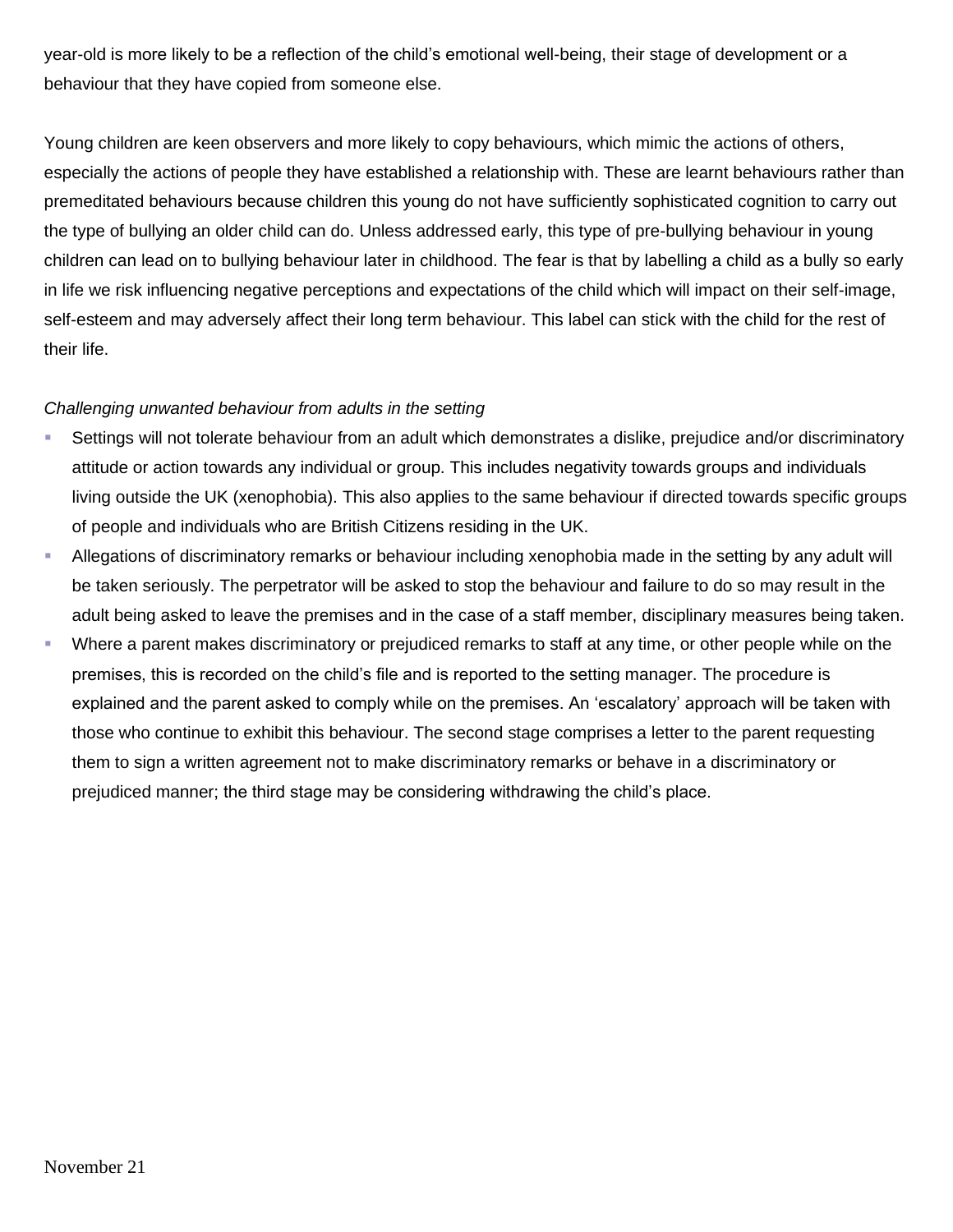year-old is more likely to be a reflection of the child's emotional well-being, their stage of development or a behaviour that they have copied from someone else.

Young children are keen observers and more likely to copy behaviours, which mimic the actions of others, especially the actions of people they have established a relationship with. These are learnt behaviours rather than premeditated behaviours because children this young do not have sufficiently sophisticated cognition to carry out the type of bullying an older child can do. Unless addressed early, this type of pre-bullying behaviour in young children can lead on to bullying behaviour later in childhood. The fear is that by labelling a child as a bully so early in life we risk influencing negative perceptions and expectations of the child which will impact on their self-image, self-esteem and may adversely affect their long term behaviour. This label can stick with the child for the rest of their life.

*Challenging unwanted behaviour from adults in the setting*

- Settings will not tolerate behaviour from an adult which demonstrates a dislike, prejudice and/or discriminatory attitude or action towards any individual or group. This includes negativity towards groups and individuals living outside the UK (xenophobia). This also applies to the same behaviour if directed towards specific groups of people and individuals who are British Citizens residing in the UK.
- Allegations of discriminatory remarks or behaviour including xenophobia made in the setting by any adult will be taken seriously. The perpetrator will be asked to stop the behaviour and failure to do so may result in the adult being asked to leave the premises and in the case of a staff member, disciplinary measures being taken.
- Where a parent makes discriminatory or prejudiced remarks to staff at any time, or other people while on the premises, this is recorded on the child's file and is reported to the setting manager. The procedure is explained and the parent asked to comply while on the premises. An 'escalatory' approach will be taken with those who continue to exhibit this behaviour. The second stage comprises a letter to the parent requesting them to sign a written agreement not to make discriminatory remarks or behave in a discriminatory or prejudiced manner; the third stage may be considering withdrawing the child's place.